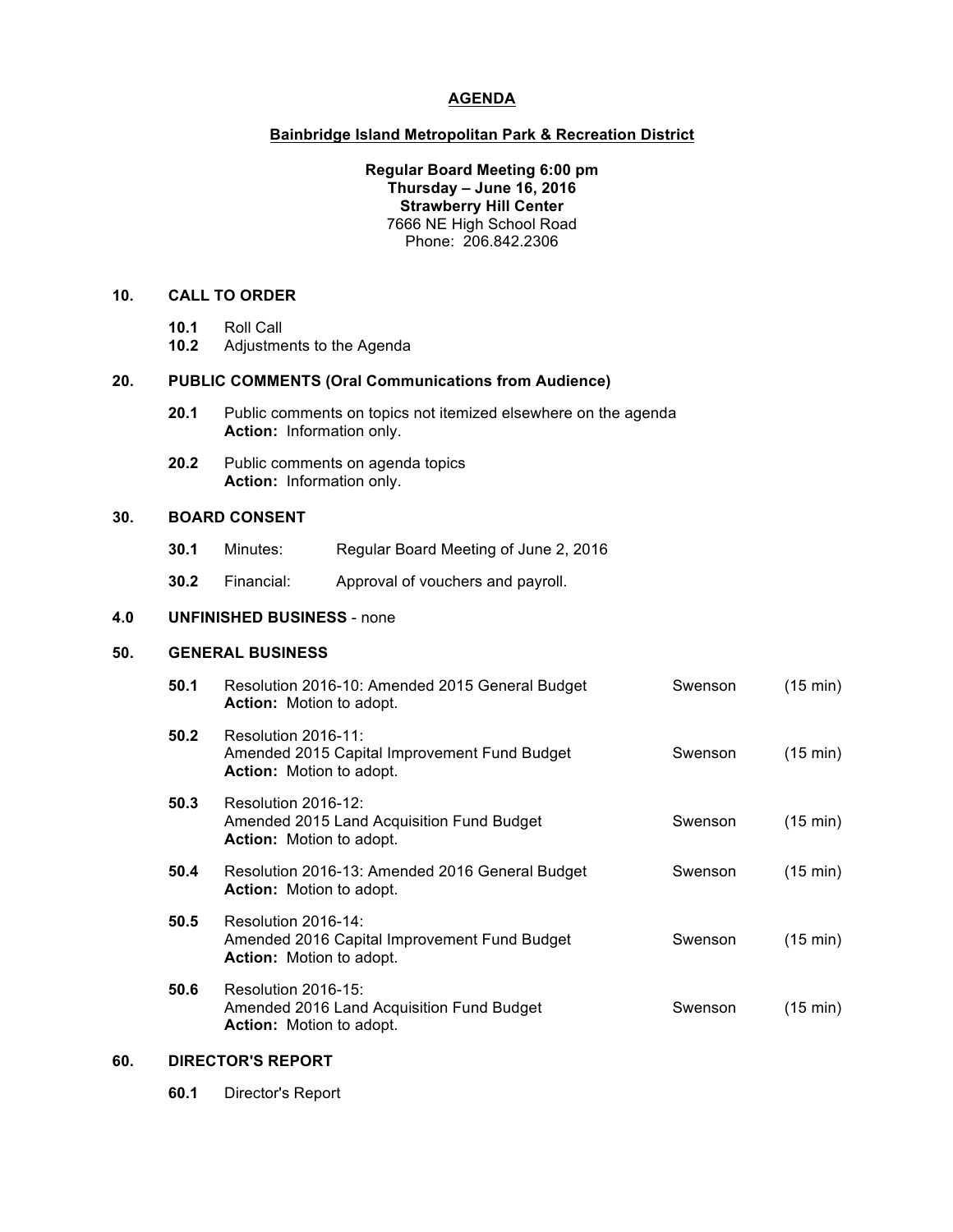# AGENDA

## Bainbridge Island Metropolitan Park & Recreation District

**Regular Board Meeting 6:00 pm**
**Thursday – June 16, 2016**
**Strawberry Hill Center**
7666 NE High School Road
Phone: 206.842.2306

### 10. CALL TO ORDER

**10.1** Roll Call
**10.2** Adjustments to the Agenda

### 20. PUBLIC COMMENTS (Oral Communications from Audience)

**20.1** Public comments on topics not itemized elsewhere on the agenda
**Action:** Information only.

**20.2** Public comments on agenda topics
**Action:** Information only.

### 30. BOARD CONSENT

**30.1** Minutes: Regular Board Meeting of June 2, 2016

**30.2** Financial: Approval of vouchers and payroll.

### 4.0 UNFINISHED BUSINESS - none

### 50. GENERAL BUSINESS

**50.1** Resolution 2016-10: Amended 2015 General Budget — Swenson (15 min)
**Action:** Motion to adopt.

**50.2** Resolution 2016-11:
Amended 2015 Capital Improvement Fund Budget — Swenson (15 min)
**Action:** Motion to adopt.

**50.3** Resolution 2016-12:
Amended 2015 Land Acquisition Fund Budget — Swenson (15 min)
**Action:** Motion to adopt.

**50.4** Resolution 2016-13: Amended 2016 General Budget — Swenson (15 min)
**Action:** Motion to adopt.

**50.5** Resolution 2016-14:
Amended 2016 Capital Improvement Fund Budget — Swenson (15 min)
**Action:** Motion to adopt.

**50.6** Resolution 2016-15:
Amended 2016 Land Acquisition Fund Budget — Swenson (15 min)
**Action:** Motion to adopt.

### 60. DIRECTOR'S REPORT

**60.1** Director's Report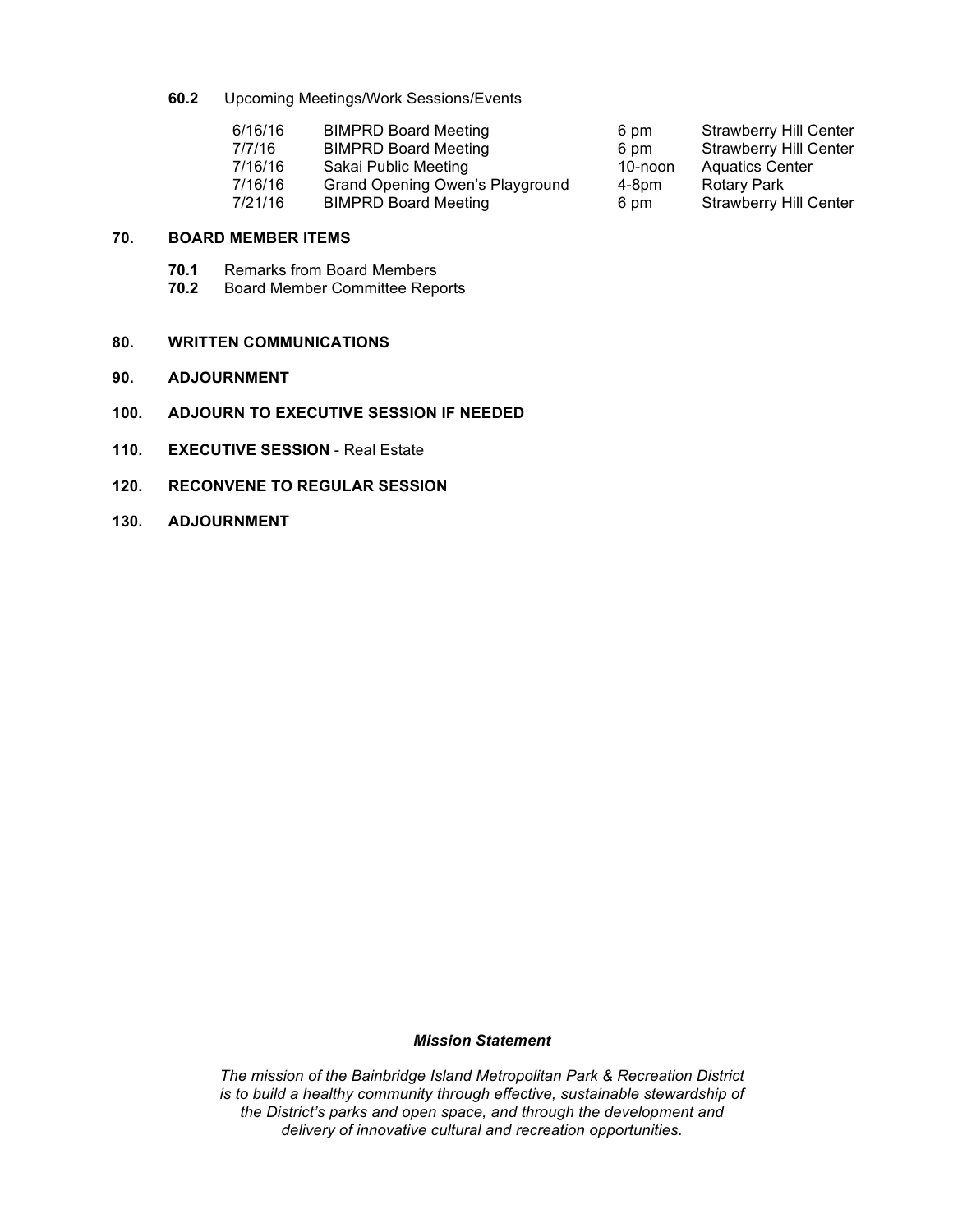**60.2** Upcoming Meetings/Work Sessions/Events

| | | | |
|---|---|---|---|
| 6/16/16 | BIMPRD Board Meeting | 6 pm | Strawberry Hill Center |
| 7/7/16 | BIMPRD Board Meeting | 6 pm | Strawberry Hill Center |
| 7/16/16 | Sakai Public Meeting | 10-noon | Aquatics Center |
| 7/16/16 | Grand Opening Owen's Playground | 4-8pm | Rotary Park |
| 7/21/16 | BIMPRD Board Meeting | 6 pm | Strawberry Hill Center |

**70. BOARD MEMBER ITEMS**

**70.1** Remarks from Board Members
**70.2** Board Member Committee Reports

**80. WRITTEN COMMUNICATIONS**

**90. ADJOURNMENT**

**100. ADJOURN TO EXECUTIVE SESSION IF NEEDED**

**110. EXECUTIVE SESSION** - Real Estate

**120. RECONVENE TO REGULAR SESSION**

**130. ADJOURNMENT**

***Mission Statement***

*The mission of the Bainbridge Island Metropolitan Park & Recreation District is to build a healthy community through effective, sustainable stewardship of the District's parks and open space, and through the development and delivery of innovative cultural and recreation opportunities.*